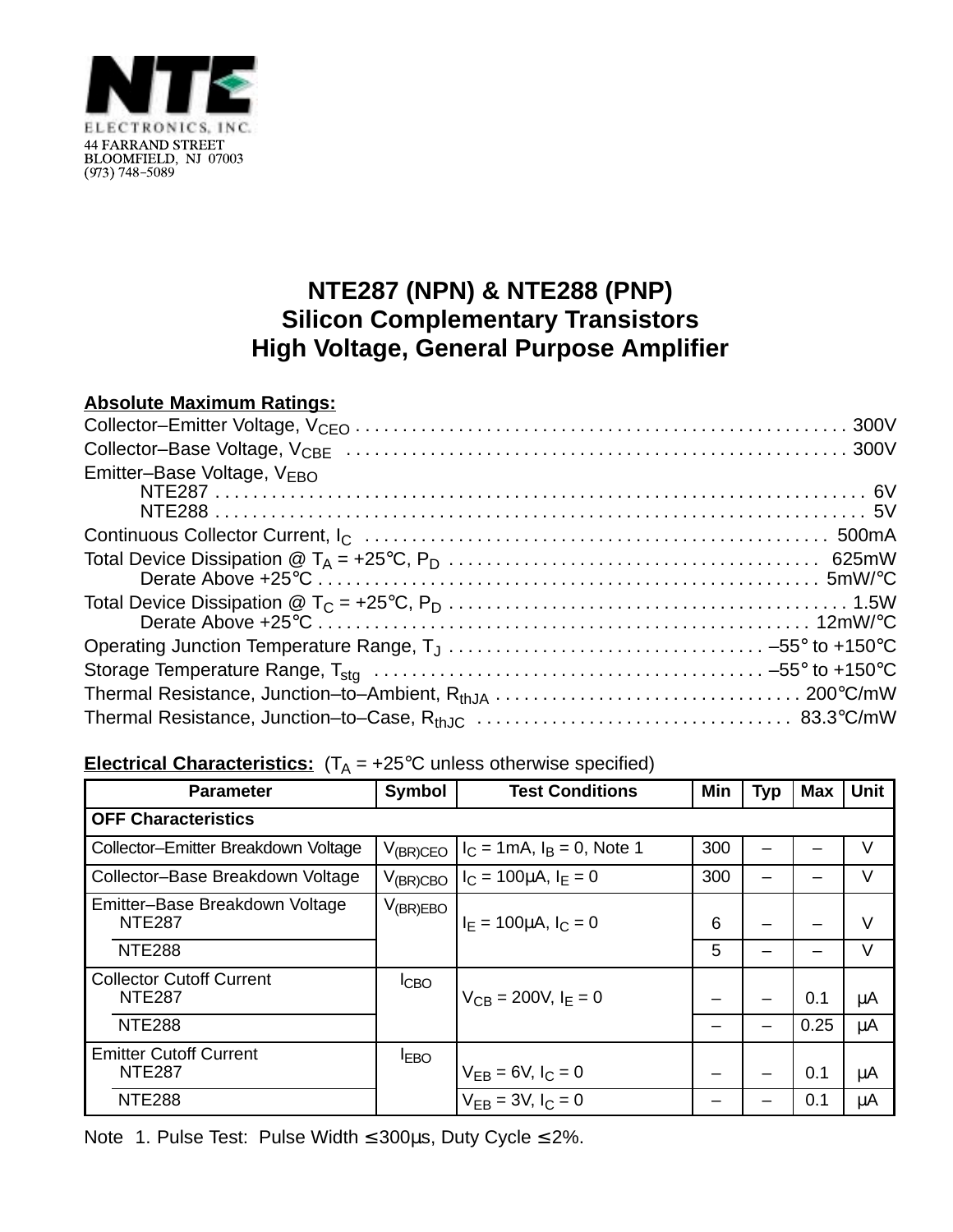NTE ELECTRONICS, INC.
44 FARRAND STREET
BLOOMFIELD, NJ 07003
(973) 748–5089

# NTE287 (NPN) & NTE288 (PNP)
# Silicon Complementary Transistors
# High Voltage, General Purpose Amplifier

**Absolute Maximum Ratings:**

Collector–Emitter Voltage, $V_{CEO}$ . . . . . 300V
Collector–Base Voltage, $V_{CBE}$ . . . . . 300V
Emitter–Base Voltage, $V_{EBO}$
  NTE287 . . . . . 6V
  NTE288 . . . . . 5V
Continuous Collector Current, $I_C$ . . . . . 500mA
Total Device Dissipation @ $T_A$ = +25°C, $P_D$ . . . . . 625mW
  Derate Above +25°C . . . . . 5mW/°C
Total Device Dissipation @ $T_C$ = +25°C, $P_D$ . . . . . 1.5W
  Derate Above +25°C . . . . . 12mW/°C
Operating Junction Temperature Range, $T_J$ . . . . . –55° to +150°C
Storage Temperature Range, $T_{stg}$ . . . . . –55° to +150°C
Thermal Resistance, Junction–to–Ambient, $R_{thJA}$ . . . . . 200°C/mW
Thermal Resistance, Junction–to–Case, $R_{thJC}$ . . . . . 83.3°C/mW

**Electrical Characteristics:** ($T_A$ = +25°C unless otherwise specified)

| Parameter | Symbol | Test Conditions | Min | Typ | Max | Unit |
|---|---|---|---|---|---|---|
| **OFF Characteristics** | | | | | | |
| Collector–Emitter Breakdown Voltage | $V_{(BR)CEO}$ | $I_C$ = 1mA, $I_B$ = 0, Note 1 | 300 | – | – | V |
| Collector–Base Breakdown Voltage | $V_{(BR)CBO}$ | $I_C$ = 100µA, $I_E$ = 0 | 300 | – | – | V |
| Emitter–Base Breakdown Voltage NTE287 | $V_{(BR)EBO}$ | $I_E$ = 100µA, $I_C$ = 0 | 6 | – | – | V |
| NTE288 | | | 5 | – | – | V |
| Collector Cutoff Current NTE287 | $I_{CBO}$ | $V_{CB}$ = 200V, $I_E$ = 0 | – | – | 0.1 | µA |
| NTE288 | | | – | – | 0.25 | µA |
| Emitter Cutoff Current NTE287 | $I_{EBO}$ | $V_{EB}$ = 6V, $I_C$ = 0 | – | – | 0.1 | µA |
| NTE288 | | $V_{EB}$ = 3V, $I_C$ = 0 | – | – | 0.1 | µA |

Note 1. Pulse Test: Pulse Width ≤ 300µs, Duty Cycle ≤ 2%.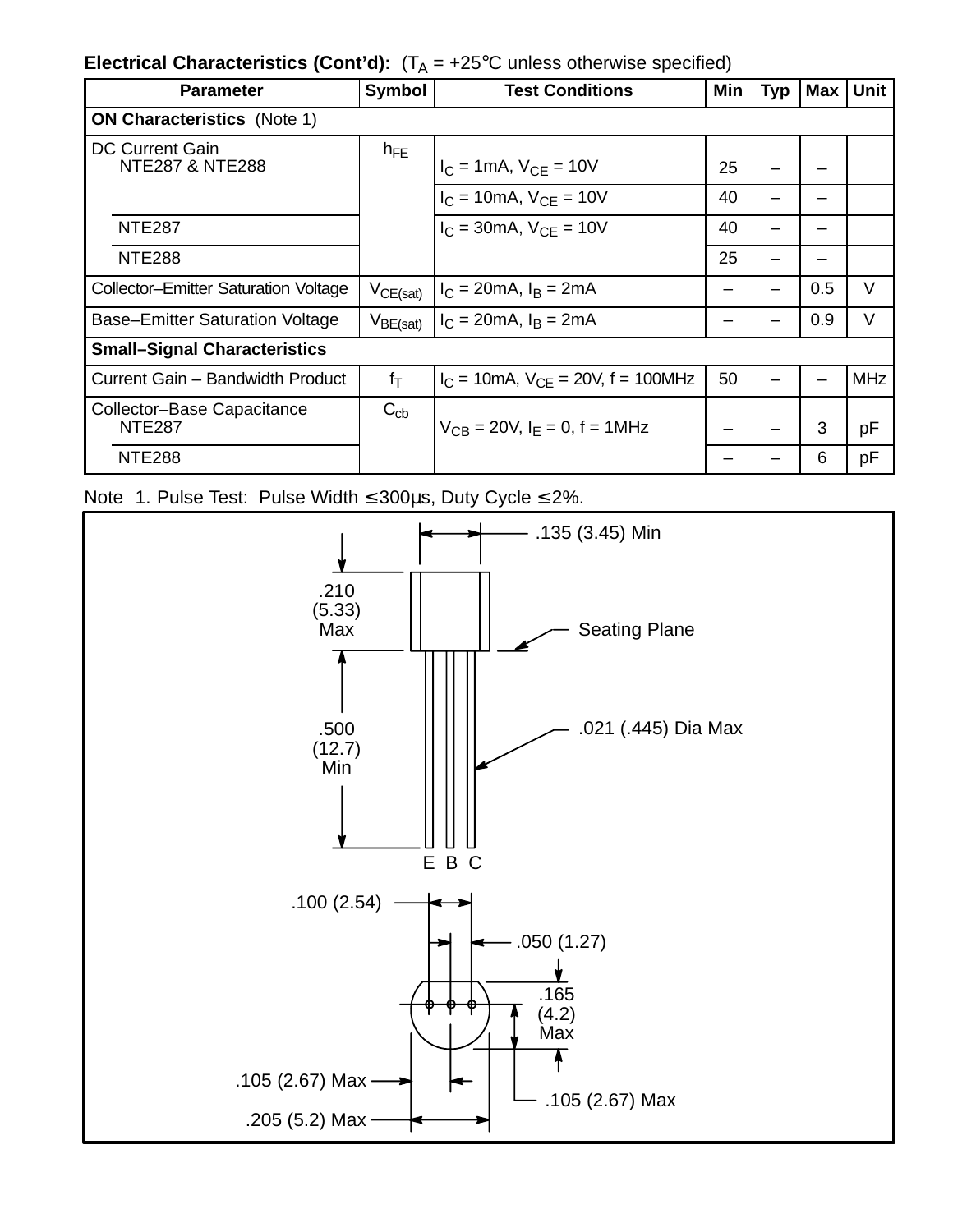**Electrical Characteristics (Cont'd):** ($T_A$ = +25°C unless otherwise specified)

| Parameter | Symbol | Test Conditions | Min | Typ | Max | Unit |
|---|---|---|---|---|---|---|
| **ON Characteristics** (Note 1) | | | | | | |
| DC Current Gain NTE287 & NTE288 | $h_{FE}$ | $I_C$ = 1mA, $V_{CE}$ = 10V | 25 | – | – | |
| | | $I_C$ = 10mA, $V_{CE}$ = 10V | 40 | – | – | |
| NTE287 | | $I_C$ = 30mA, $V_{CE}$ = 10V | 40 | – | – | |
| NTE288 | | | 25 | – | – | |
| Collector–Emitter Saturation Voltage | $V_{CE(sat)}$ | $I_C$ = 20mA, $I_B$ = 2mA | – | – | 0.5 | V |
| Base–Emitter Saturation Voltage | $V_{BE(sat)}$ | $I_C$ = 20mA, $I_B$ = 2mA | – | – | 0.9 | V |
| **Small–Signal Characteristics** | | | | | | |
| Current Gain – Bandwidth Product | $f_T$ | $I_C$ = 10mA, $V_{CE}$ = 20V, f = 100MHz | 50 | – | – | MHz |
| Collector–Base Capacitance NTE287 | $C_{cb}$ | $V_{CB}$ = 20V, $I_E$ = 0, f = 1MHz | – | – | 3 | pF |
| NTE288 | | | – | – | 6 | pF |

Note 1. Pulse Test: Pulse Width ≤ 300μs, Duty Cycle ≤ 2%.

.135 (3.45) Min

.210 (5.33) Max

Seating Plane

.500 (12.7) Min

.021 (.445) Dia Max

E B C

.100 (2.54)

.050 (1.27)

.165 (4.2) Max

.105 (2.67) Max

.105 (2.67) Max

.205 (5.2) Max